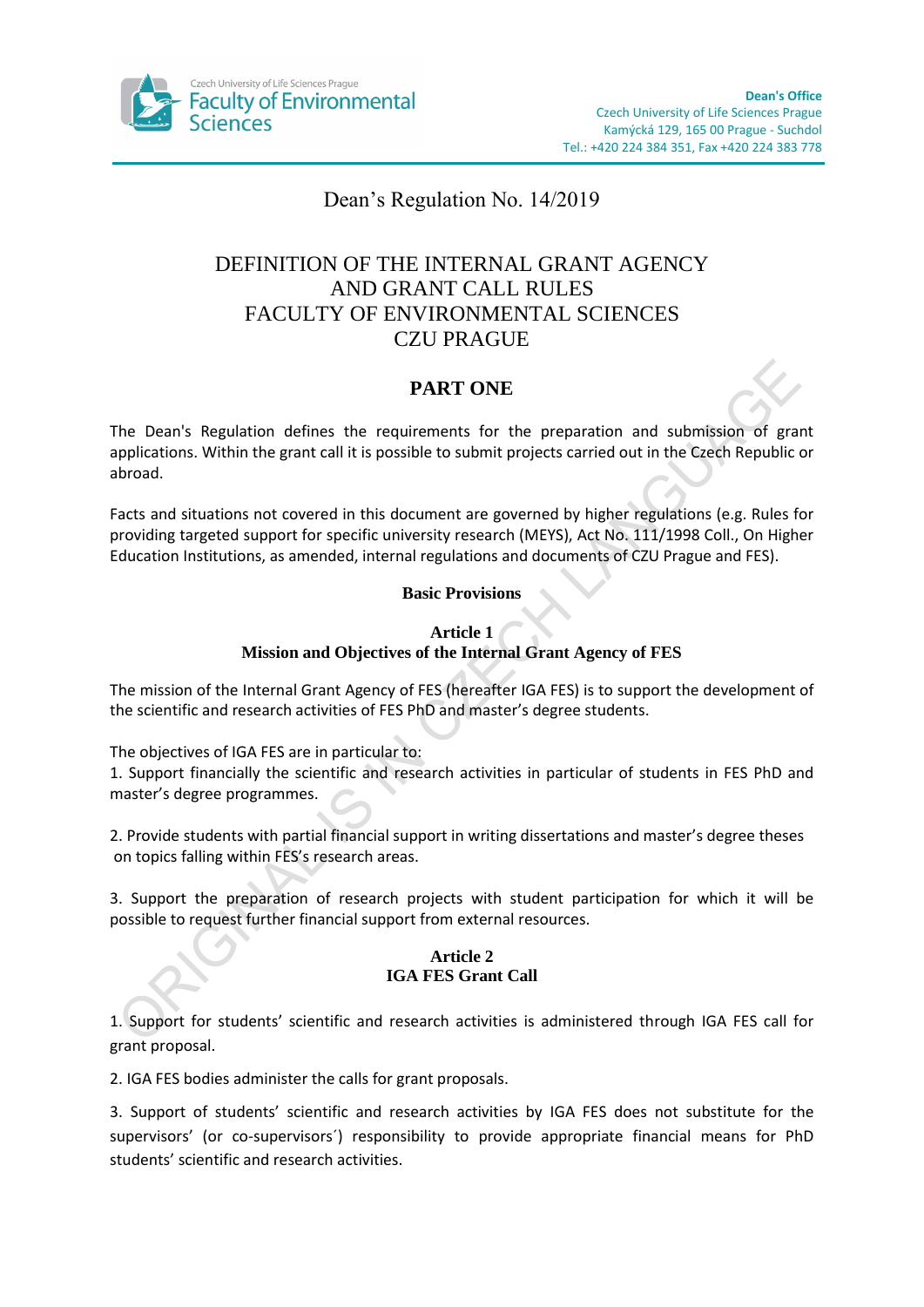Dean's Office
Czech University of Life Sciences Prague
Kamýcká 129, 165 00 Prague - Suchdol
Tel.: +420 224 384 351, Fax +420 224 383 778

Dean's Regulation No. 14/2019

# DEFINITION OF THE INTERNAL GRANT AGENCY AND GRANT CALL RULES FACULTY OF ENVIRONMENTAL SCIENCES CZU PRAGUE

## PART ONE

The Dean's Regulation defines the requirements for the preparation and submission of grant applications. Within the grant call it is possible to submit projects carried out in the Czech Republic or abroad.

Facts and situations not covered in this document are governed by higher regulations (e.g. Rules for providing targeted support for specific university research (MEYS), Act No. 111/1998 Coll., On Higher Education Institutions, as amended, internal regulations and documents of CZU Prague and FES).

### Basic Provisions

#### Article 1
#### Mission and Objectives of the Internal Grant Agency of FES

The mission of the Internal Grant Agency of FES (hereafter IGA FES) is to support the development of the scientific and research activities of FES PhD and master's degree students.

The objectives of IGA FES are in particular to:

1. Support financially the scientific and research activities in particular of students in FES PhD and master's degree programmes.

2. Provide students with partial financial support in writing dissertations and master's degree theses on topics falling within FES's research areas.

3. Support the preparation of research projects with student participation for which it will be possible to request further financial support from external resources.

#### Article 2
#### IGA FES Grant Call

1. Support for students' scientific and research activities is administered through IGA FES call for grant proposal.

2. IGA FES bodies administer the calls for grant proposals.

3. Support of students' scientific and research activities by IGA FES does not substitute for the supervisors' (or co-supervisors´) responsibility to provide appropriate financial means for PhD students' scientific and research activities.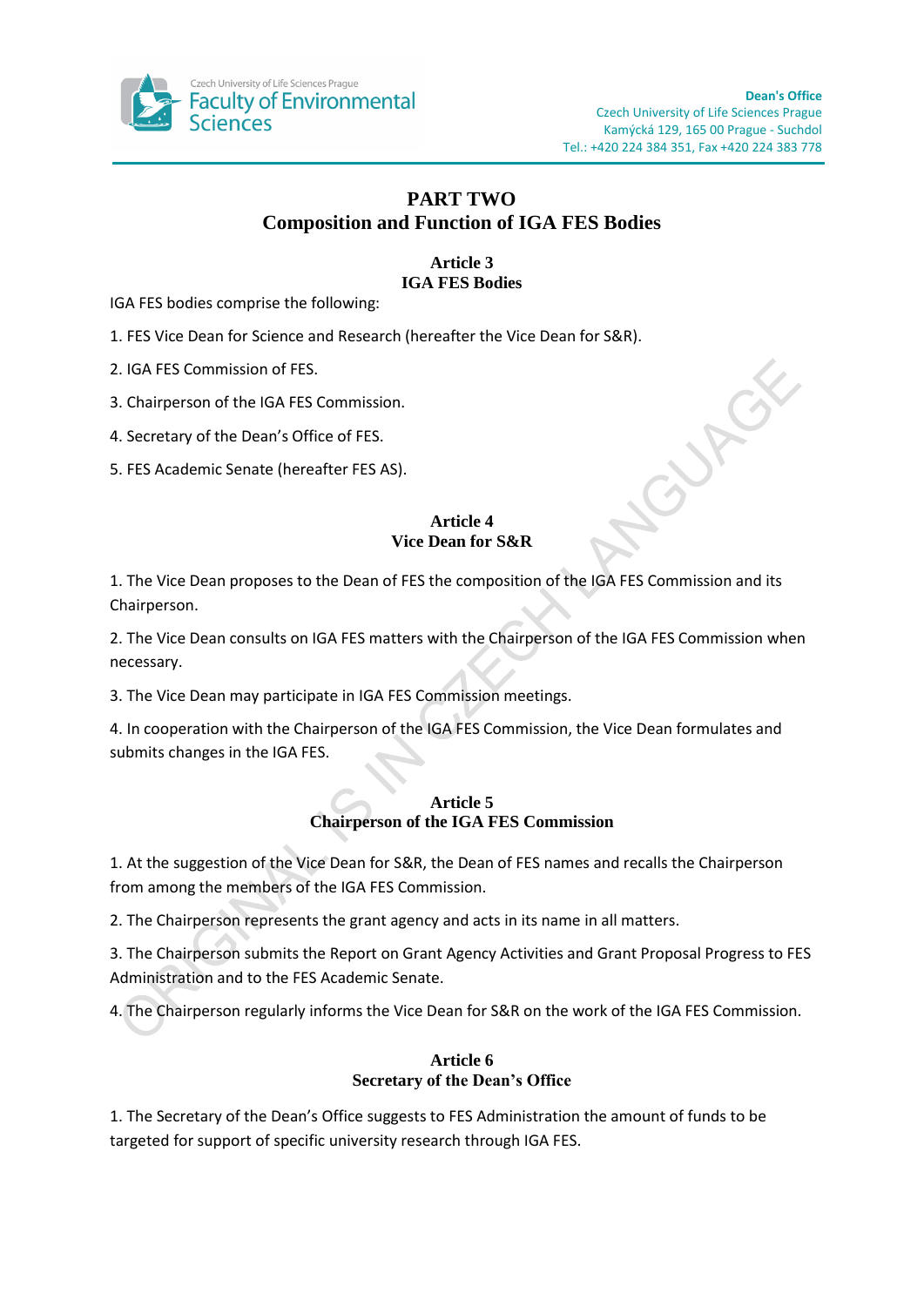# PART TWO
# Composition and Function of IGA FES Bodies

## Article 3
## IGA FES Bodies

IGA FES bodies comprise the following:

1. FES Vice Dean for Science and Research (hereafter the Vice Dean for S&R).

2. IGA FES Commission of FES.

3. Chairperson of the IGA FES Commission.

4. Secretary of the Dean's Office of FES.

5. FES Academic Senate (hereafter FES AS).

## Article 4
## Vice Dean for S&R

1. The Vice Dean proposes to the Dean of FES the composition of the IGA FES Commission and its Chairperson.

2. The Vice Dean consults on IGA FES matters with the Chairperson of the IGA FES Commission when necessary.

3. The Vice Dean may participate in IGA FES Commission meetings.

4. In cooperation with the Chairperson of the IGA FES Commission, the Vice Dean formulates and submits changes in the IGA FES.

## Article 5
## Chairperson of the IGA FES Commission

1. At the suggestion of the Vice Dean for S&R, the Dean of FES names and recalls the Chairperson from among the members of the IGA FES Commission.

2. The Chairperson represents the grant agency and acts in its name in all matters.

3. The Chairperson submits the Report on Grant Agency Activities and Grant Proposal Progress to FES Administration and to the FES Academic Senate.

4. The Chairperson regularly informs the Vice Dean for S&R on the work of the IGA FES Commission.

## Article 6
## Secretary of the Dean's Office

1. The Secretary of the Dean's Office suggests to FES Administration the amount of funds to be targeted for support of specific university research through IGA FES.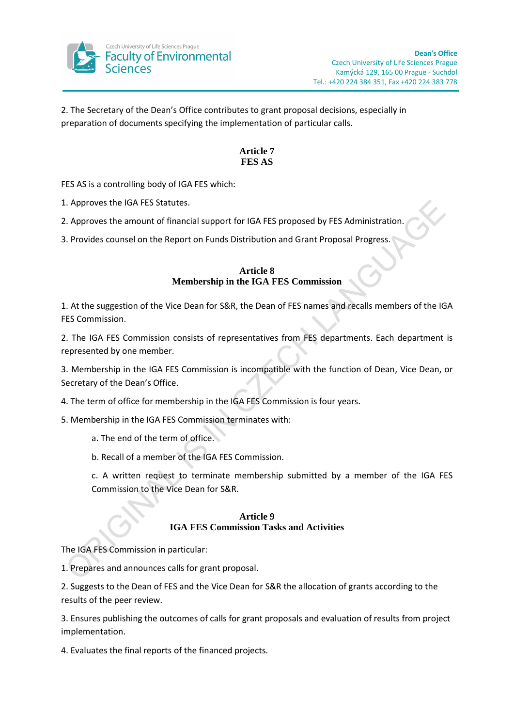2. The Secretary of the Dean's Office contributes to grant proposal decisions, especially in preparation of documents specifying the implementation of particular calls.

## Article 7
## FES AS

FES AS is a controlling body of IGA FES which:

1. Approves the IGA FES Statutes.

2. Approves the amount of financial support for IGA FES proposed by FES Administration.

3. Provides counsel on the Report on Funds Distribution and Grant Proposal Progress.

## Article 8
## Membership in the IGA FES Commission

1. At the suggestion of the Vice Dean for S&R, the Dean of FES names and recalls members of the IGA FES Commission.

2. The IGA FES Commission consists of representatives from FES departments. Each department is represented by one member.

3. Membership in the IGA FES Commission is incompatible with the function of Dean, Vice Dean, or Secretary of the Dean's Office.

4. The term of office for membership in the IGA FES Commission is four years.

5. Membership in the IGA FES Commission terminates with:

   a. The end of the term of office.

   b. Recall of a member of the IGA FES Commission.

   c. A written request to terminate membership submitted by a member of the IGA FES Commission to the Vice Dean for S&R.

## Article 9
## IGA FES Commission Tasks and Activities

The IGA FES Commission in particular:

1. Prepares and announces calls for grant proposal.

2. Suggests to the Dean of FES and the Vice Dean for S&R the allocation of grants according to the results of the peer review.

3. Ensures publishing the outcomes of calls for grant proposals and evaluation of results from project implementation.

4. Evaluates the final reports of the financed projects.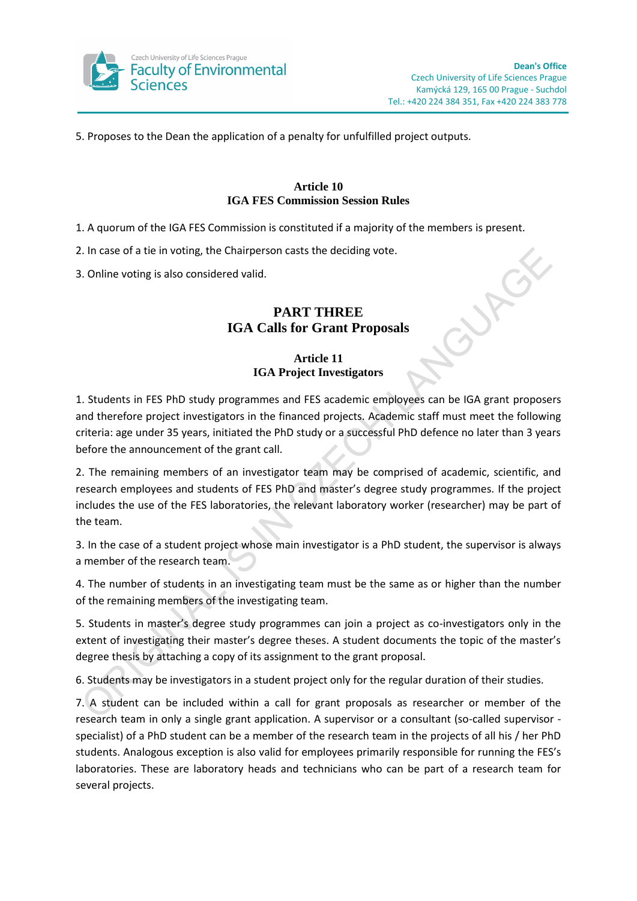5. Proposes to the Dean the application of a penalty for unfulfilled project outputs.

### Article 10
### IGA FES Commission Session Rules

1. A quorum of the IGA FES Commission is constituted if a majority of the members is present.

2. In case of a tie in voting, the Chairperson casts the deciding vote.

3. Online voting is also considered valid.

## PART THREE
## IGA Calls for Grant Proposals

### Article 11
### IGA Project Investigators

1. Students in FES PhD study programmes and FES academic employees can be IGA grant proposers and therefore project investigators in the financed projects. Academic staff must meet the following criteria: age under 35 years, initiated the PhD study or a successful PhD defence no later than 3 years before the announcement of the grant call.

2. The remaining members of an investigator team may be comprised of academic, scientific, and research employees and students of FES PhD and master's degree study programmes. If the project includes the use of the FES laboratories, the relevant laboratory worker (researcher) may be part of the team.

3. In the case of a student project whose main investigator is a PhD student, the supervisor is always a member of the research team.

4. The number of students in an investigating team must be the same as or higher than the number of the remaining members of the investigating team.

5. Students in master's degree study programmes can join a project as co-investigators only in the extent of investigating their master's degree theses. A student documents the topic of the master's degree thesis by attaching a copy of its assignment to the grant proposal.

6. Students may be investigators in a student project only for the regular duration of their studies.

7. A student can be included within a call for grant proposals as researcher or member of the research team in only a single grant application. A supervisor or a consultant (so-called supervisor - specialist) of a PhD student can be a member of the research team in the projects of all his / her PhD students. Analogous exception is also valid for employees primarily responsible for running the FES's laboratories. These are laboratory heads and technicians who can be part of a research team for several projects.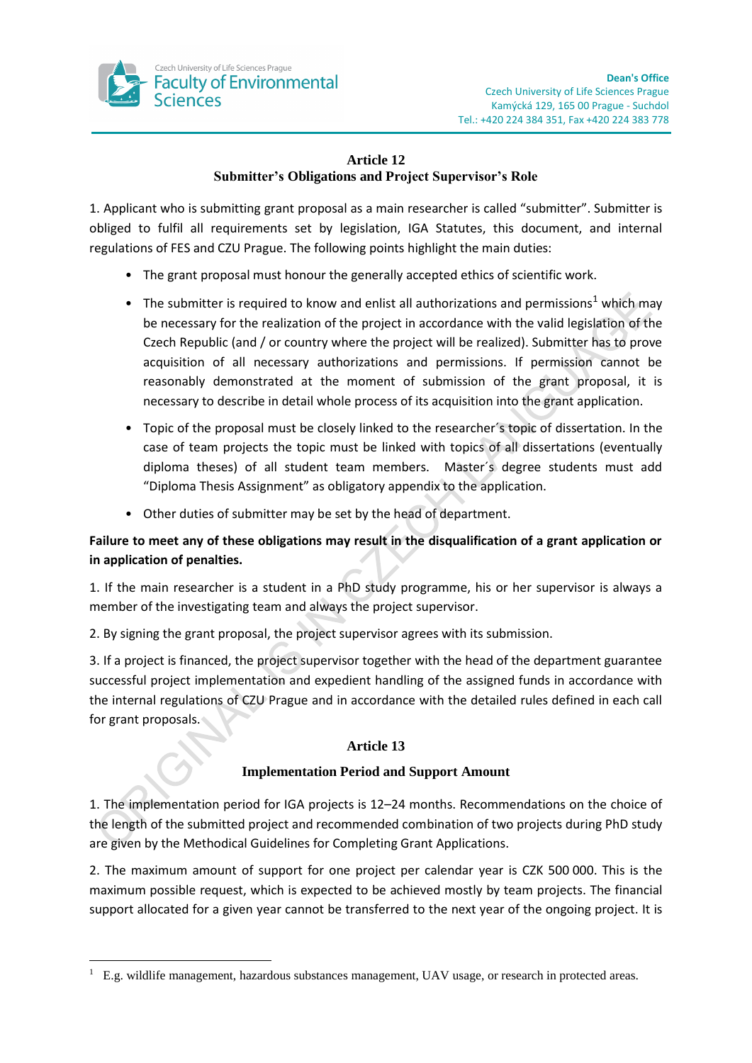## Article 12
### Submitter's Obligations and Project Supervisor's Role

1. Applicant who is submitting grant proposal as a main researcher is called "submitter". Submitter is obliged to fulfil all requirements set by legislation, IGA Statutes, this document, and internal regulations of FES and CZU Prague. The following points highlight the main duties:

- The grant proposal must honour the generally accepted ethics of scientific work.
- The submitter is required to know and enlist all authorizations and permissions[1] which may be necessary for the realization of the project in accordance with the valid legislation of the Czech Republic (and / or country where the project will be realized). Submitter has to prove acquisition of all necessary authorizations and permissions. If permission cannot be reasonably demonstrated at the moment of submission of the grant proposal, it is necessary to describe in detail whole process of its acquisition into the grant application.
- Topic of the proposal must be closely linked to the researcher´s topic of dissertation. In the case of team projects the topic must be linked with topics of all dissertations (eventually diploma theses) of all student team members. Master´s degree students must add "Diploma Thesis Assignment" as obligatory appendix to the application.
- Other duties of submitter may be set by the head of department.

**Failure to meet any of these obligations may result in the disqualification of a grant application or in application of penalties.**

1. If the main researcher is a student in a PhD study programme, his or her supervisor is always a member of the investigating team and always the project supervisor.

2. By signing the grant proposal, the project supervisor agrees with its submission.

3. If a project is financed, the project supervisor together with the head of the department guarantee successful project implementation and expedient handling of the assigned funds in accordance with the internal regulations of CZU Prague and in accordance with the detailed rules defined in each call for grant proposals.

## Article 13
### Implementation Period and Support Amount

1. The implementation period for IGA projects is 12–24 months. Recommendations on the choice of the length of the submitted project and recommended combination of two projects during PhD study are given by the Methodical Guidelines for Completing Grant Applications.

2. The maximum amount of support for one project per calendar year is CZK 500 000. This is the maximum possible request, which is expected to be achieved mostly by team projects. The financial support allocated for a given year cannot be transferred to the next year of the ongoing project. It is

---

[1] E.g. wildlife management, hazardous substances management, UAV usage, or research in protected areas.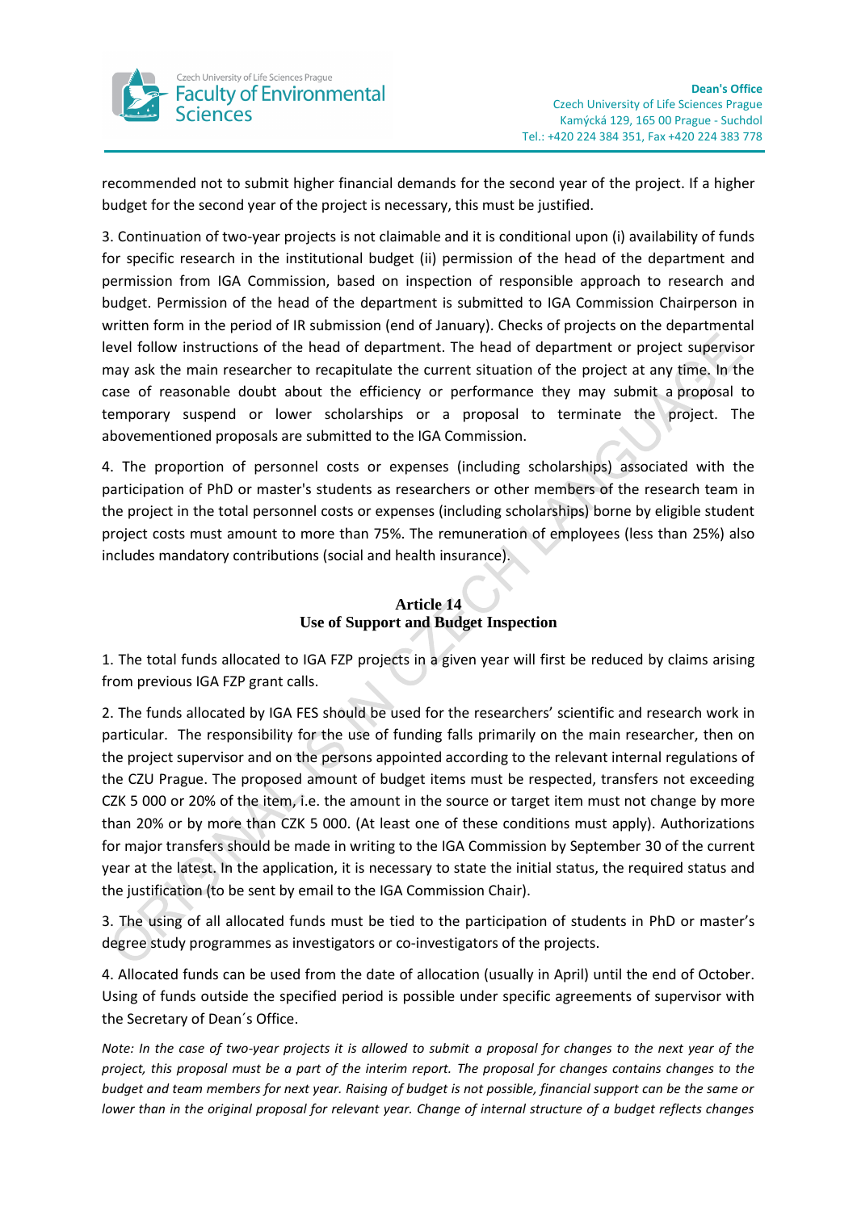recommended not to submit higher financial demands for the second year of the project. If a higher budget for the second year of the project is necessary, this must be justified.

3. Continuation of two-year projects is not claimable and it is conditional upon (i) availability of funds for specific research in the institutional budget (ii) permission of the head of the department and permission from IGA Commission, based on inspection of responsible approach to research and budget. Permission of the head of the department is submitted to IGA Commission Chairperson in written form in the period of IR submission (end of January). Checks of projects on the departmental level follow instructions of the head of department. The head of department or project supervisor may ask the main researcher to recapitulate the current situation of the project at any time. In the case of reasonable doubt about the efficiency or performance they may submit a proposal to temporary suspend or lower scholarships or a proposal to terminate the project. The abovementioned proposals are submitted to the IGA Commission.

4. The proportion of personnel costs or expenses (including scholarships) associated with the participation of PhD or master's students as researchers or other members of the research team in the project in the total personnel costs or expenses (including scholarships) borne by eligible student project costs must amount to more than 75%. The remuneration of employees (less than 25%) also includes mandatory contributions (social and health insurance).

## Article 14
## Use of Support and Budget Inspection

1. The total funds allocated to IGA FZP projects in a given year will first be reduced by claims arising from previous IGA FZP grant calls.

2. The funds allocated by IGA FES should be used for the researchers' scientific and research work in particular. The responsibility for the use of funding falls primarily on the main researcher, then on the project supervisor and on the persons appointed according to the relevant internal regulations of the CZU Prague. The proposed amount of budget items must be respected, transfers not exceeding CZK 5 000 or 20% of the item, i.e. the amount in the source or target item must not change by more than 20% or by more than CZK 5 000. (At least one of these conditions must apply). Authorizations for major transfers should be made in writing to the IGA Commission by September 30 of the current year at the latest. In the application, it is necessary to state the initial status, the required status and the justification (to be sent by email to the IGA Commission Chair).

3. The using of all allocated funds must be tied to the participation of students in PhD or master's degree study programmes as investigators or co-investigators of the projects.

4. Allocated funds can be used from the date of allocation (usually in April) until the end of October. Using of funds outside the specified period is possible under specific agreements of supervisor with the Secretary of Dean´s Office.

*Note: In the case of two-year projects it is allowed to submit a proposal for changes to the next year of the project, this proposal must be a part of the interim report. The proposal for changes contains changes to the budget and team members for next year. Raising of budget is not possible, financial support can be the same or lower than in the original proposal for relevant year. Change of internal structure of a budget reflects changes*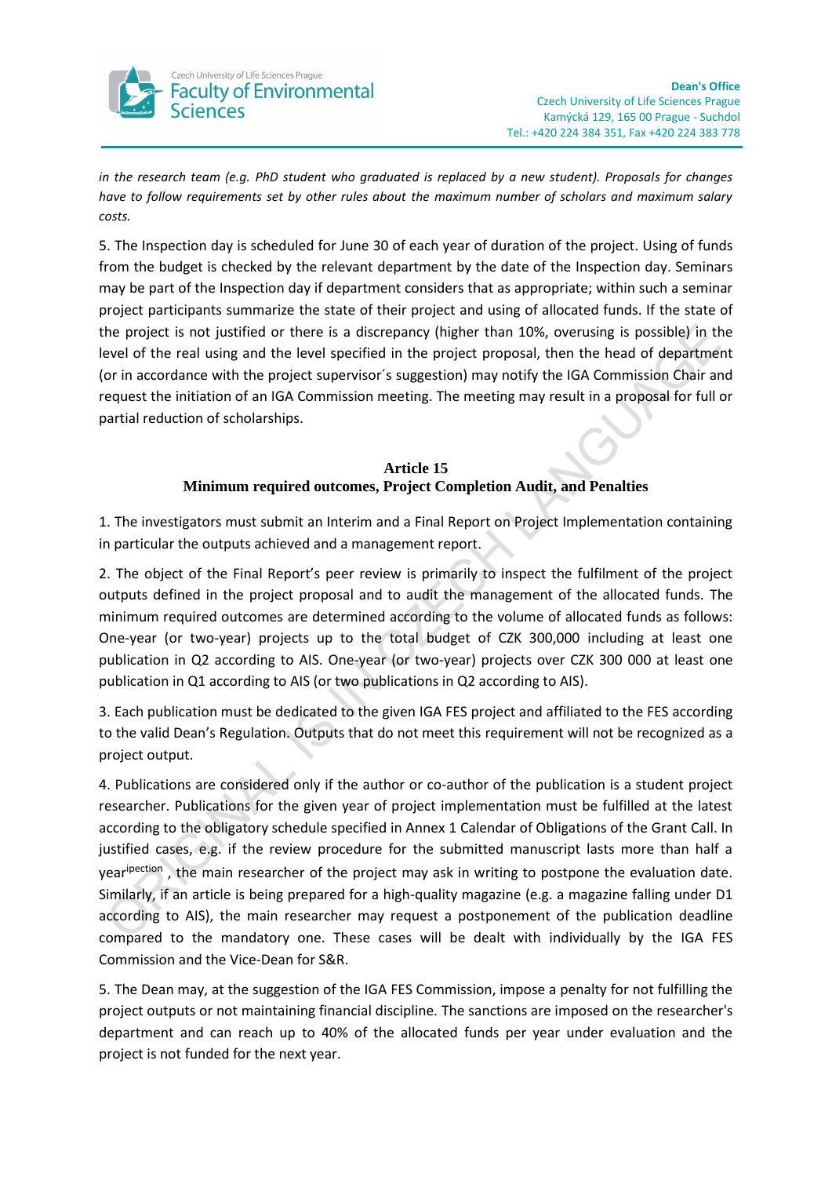*in the research team (e.g. PhD student who graduated is replaced by a new student). Proposals for changes have to follow requirements set by other rules about the maximum number of scholars and maximum salary costs.*

5. The Inspection day is scheduled for June 30 of each year of duration of the project. Using of funds from the budget is checked by the relevant department by the date of the Inspection day. Seminars may be part of the Inspection day if department considers that as appropriate; within such a seminar project participants summarize the state of their project and using of allocated funds. If the state of the project is not justified or there is a discrepancy (higher than 10%, overusing is possible) in the level of the real using and the level specified in the project proposal, then the head of department (or in accordance with the project supervisor´s suggestion) may notify the IGA Commission Chair and request the initiation of an IGA Commission meeting. The meeting may result in a proposal for full or partial reduction of scholarships.

## Article 15
## Minimum required outcomes, Project Completion Audit, and Penalties

1. The investigators must submit an Interim and a Final Report on Project Implementation containing in particular the outputs achieved and a management report.

2. The object of the Final Report's peer review is primarily to inspect the fulfilment of the project outputs defined in the project proposal and to audit the management of the allocated funds. The minimum required outcomes are determined according to the volume of allocated funds as follows: One-year (or two-year) projects up to the total budget of CZK 300,000 including at least one publication in Q2 according to AIS. One-year (or two-year) projects over CZK 300 000 at least one publication in Q1 according to AIS (or two publications in Q2 according to AIS).

3. Each publication must be dedicated to the given IGA FES project and affiliated to the FES according to the valid Dean's Regulation. Outputs that do not meet this requirement will not be recognized as a project output.

4. Publications are considered only if the author or co-author of the publication is a student project researcher. Publications for the given year of project implementation must be fulfilled at the latest according to the obligatory schedule specified in Annex 1 Calendar of Obligations of the Grant Call. In justified cases, e.g. if the review procedure for the submitted manuscript lasts more than half a year[ipection] , the main researcher of the project may ask in writing to postpone the evaluation date. Similarly, if an article is being prepared for a high-quality magazine (e.g. a magazine falling under D1 according to AIS), the main researcher may request a postponement of the publication deadline compared to the mandatory one. These cases will be dealt with individually by the IGA FES Commission and the Vice-Dean for S&R.

5. The Dean may, at the suggestion of the IGA FES Commission, impose a penalty for not fulfilling the project outputs or not maintaining financial discipline. The sanctions are imposed on the researcher's department and can reach up to 40% of the allocated funds per year under evaluation and the project is not funded for the next year.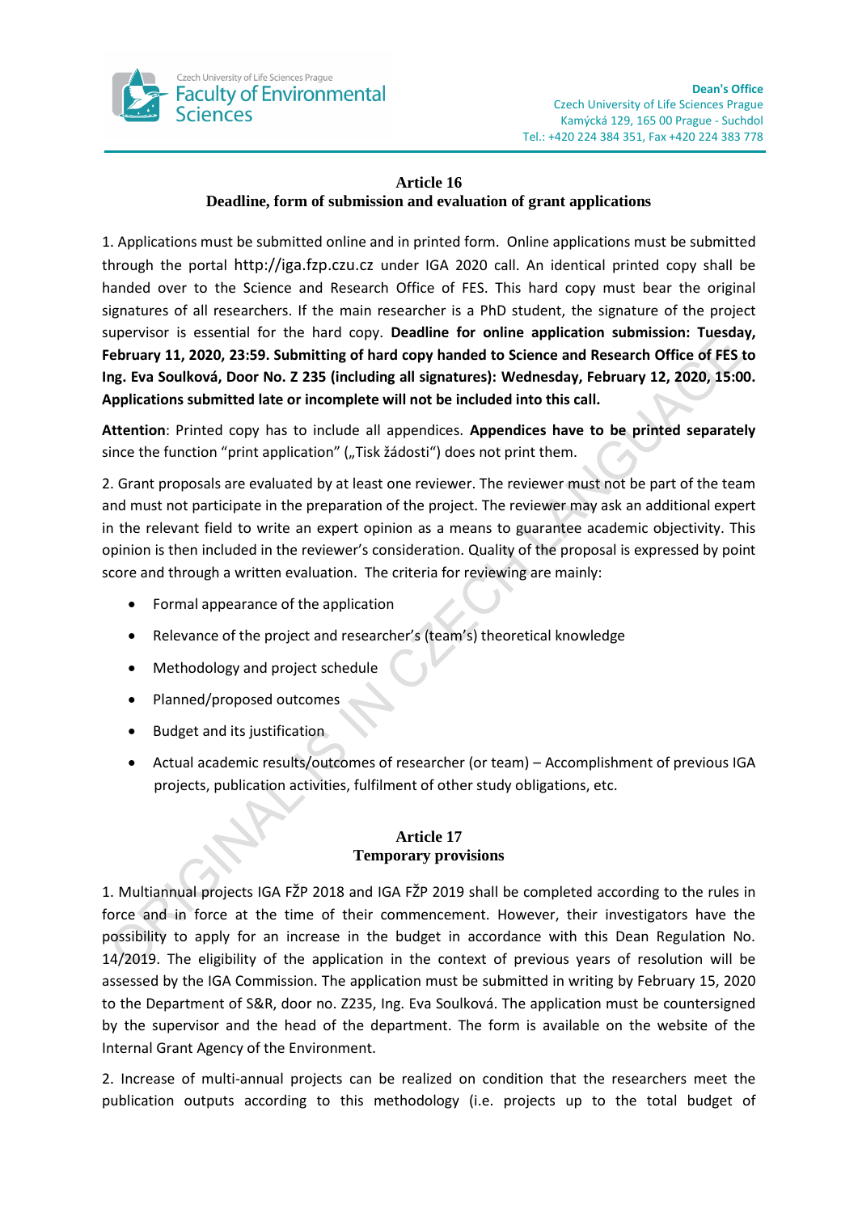## Article 16
### Deadline, form of submission and evaluation of grant applications

1. Applications must be submitted online and in printed form. Online applications must be submitted through the portal http://iga.fzp.czu.cz under IGA 2020 call. An identical printed copy shall be handed over to the Science and Research Office of FES. This hard copy must bear the original signatures of all researchers. If the main researcher is a PhD student, the signature of the project supervisor is essential for the hard copy. **Deadline for online application submission: Tuesday, February 11, 2020, 23:59. Submitting of hard copy handed to Science and Research Office of FES to Ing. Eva Soulková, Door No. Z 235 (including all signatures): Wednesday, February 12, 2020, 15:00. Applications submitted late or incomplete will not be included into this call.**

**Attention**: Printed copy has to include all appendices. **Appendices have to be printed separately** since the function "print application" („Tisk žádosti") does not print them.

2. Grant proposals are evaluated by at least one reviewer. The reviewer must not be part of the team and must not participate in the preparation of the project. The reviewer may ask an additional expert in the relevant field to write an expert opinion as a means to guarantee academic objectivity. This opinion is then included in the reviewer's consideration. Quality of the proposal is expressed by point score and through a written evaluation. The criteria for reviewing are mainly:

- Formal appearance of the application
- Relevance of the project and researcher's (team's) theoretical knowledge
- Methodology and project schedule
- Planned/proposed outcomes
- Budget and its justification
- Actual academic results/outcomes of researcher (or team) – Accomplishment of previous IGA projects, publication activities, fulfilment of other study obligations, etc.

## Article 17
### Temporary provisions

1. Multiannual projects IGA FŽP 2018 and IGA FŽP 2019 shall be completed according to the rules in force and in force at the time of their commencement. However, their investigators have the possibility to apply for an increase in the budget in accordance with this Dean Regulation No. 14/2019. The eligibility of the application in the context of previous years of resolution will be assessed by the IGA Commission. The application must be submitted in writing by February 15, 2020 to the Department of S&R, door no. Z235, Ing. Eva Soulková. The application must be countersigned by the supervisor and the head of the department. The form is available on the website of the Internal Grant Agency of the Environment.

2. Increase of multi-annual projects can be realized on condition that the researchers meet the publication outputs according to this methodology (i.e. projects up to the total budget of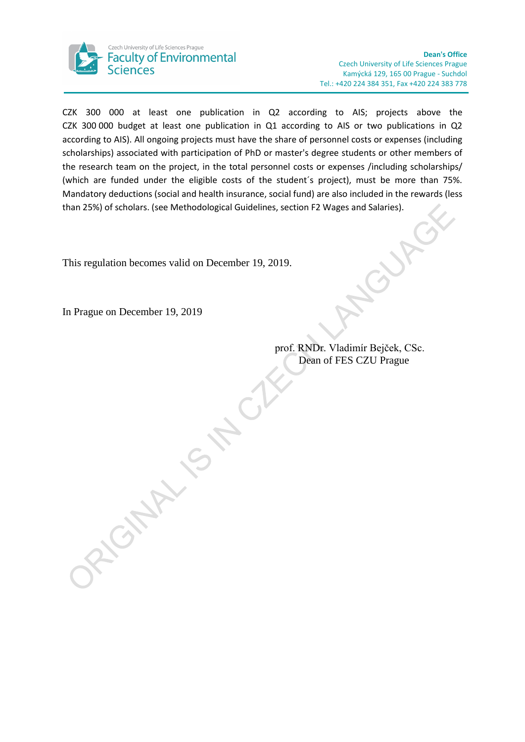CZK 300 000 at least one publication in Q2 according to AIS; projects above the CZK 300 000 budget at least one publication in Q1 according to AIS or two publications in Q2 according to AIS). All ongoing projects must have the share of personnel costs or expenses (including scholarships) associated with participation of PhD or master's degree students or other members of the research team on the project, in the total personnel costs or expenses /including scholarships/ (which are funded under the eligible costs of the student´s project), must be more than 75%. Mandatory deductions (social and health insurance, social fund) are also included in the rewards (less than 25%) of scholars. (see Methodological Guidelines, section F2 Wages and Salaries).

This regulation becomes valid on December 19, 2019.

In Prague on December 19, 2019

prof. RNDr. Vladimír Bejček, CSc.
Dean of FES CZU Prague

ORIGINAL IS IN CZECH LANGUAGE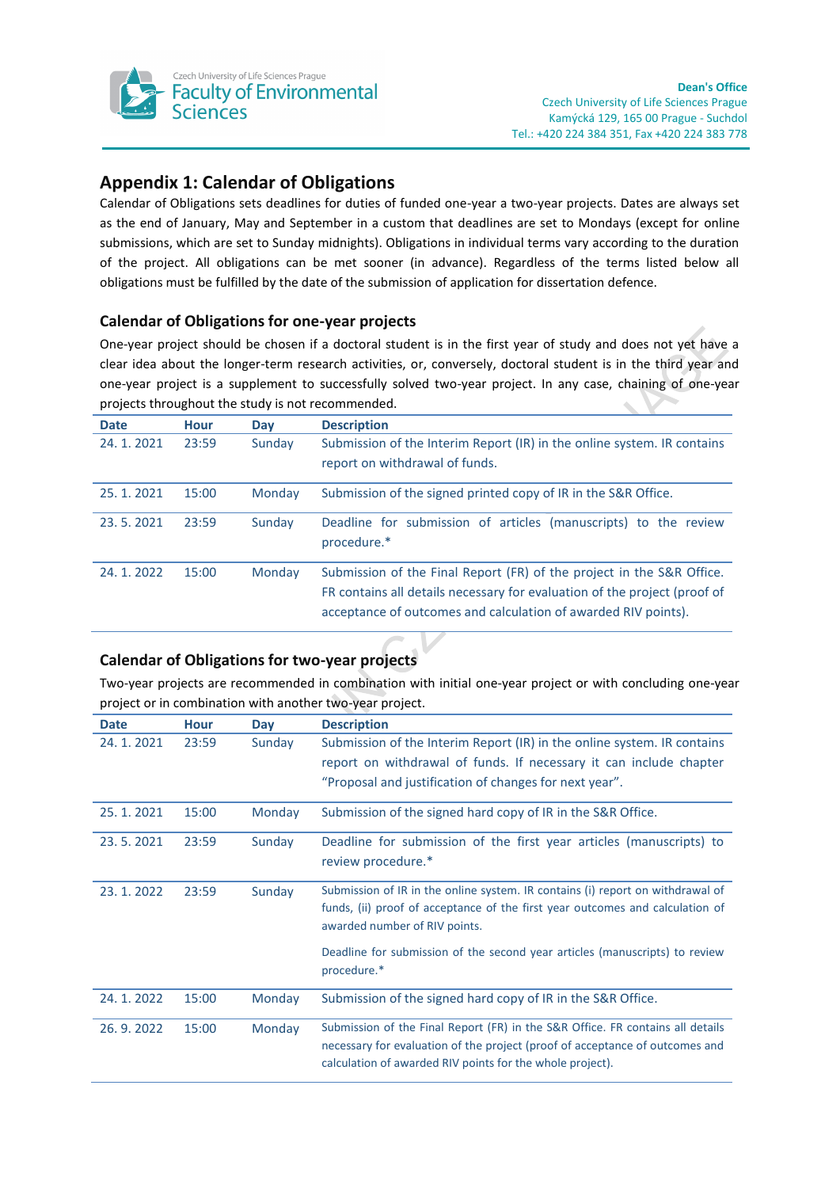## Appendix 1: Calendar of Obligations

Calendar of Obligations sets deadlines for duties of funded one-year a two-year projects. Dates are always set as the end of January, May and September in a custom that deadlines are set to Mondays (except for online submissions, which are set to Sunday midnights). Obligations in individual terms vary according to the duration of the project. All obligations can be met sooner (in advance). Regardless of the terms listed below all obligations must be fulfilled by the date of the submission of application for dissertation defence.

### Calendar of Obligations for one-year projects

One-year project should be chosen if a doctoral student is in the first year of study and does not yet have a clear idea about the longer-term research activities, or, conversely, doctoral student is in the third year and one-year project is a supplement to successfully solved two-year project. In any case, chaining of one-year projects throughout the study is not recommended.

| Date | Hour | Day | Description |
|---|---|---|---|
| 24. 1. 2021 | 23:59 | Sunday | Submission of the Interim Report (IR) in the online system. IR contains report on withdrawal of funds. |
| 25. 1. 2021 | 15:00 | Monday | Submission of the signed printed copy of IR in the S&R Office. |
| 23. 5. 2021 | 23:59 | Sunday | Deadline for submission of articles (manuscripts) to the review procedure.* |
| 24. 1. 2022 | 15:00 | Monday | Submission of the Final Report (FR) of the project in the S&R Office. FR contains all details necessary for evaluation of the project (proof of acceptance of outcomes and calculation of awarded RIV points). |

### Calendar of Obligations for two-year projects

Two-year projects are recommended in combination with initial one-year project or with concluding one-year project or in combination with another two-year project.

| Date | Hour | Day | Description |
|---|---|---|---|
| 24. 1. 2021 | 23:59 | Sunday | Submission of the Interim Report (IR) in the online system. IR contains report on withdrawal of funds. If necessary it can include chapter "Proposal and justification of changes for next year". |
| 25. 1. 2021 | 15:00 | Monday | Submission of the signed hard copy of IR in the S&R Office. |
| 23. 5. 2021 | 23:59 | Sunday | Deadline for submission of the first year articles (manuscripts) to review procedure.* |
| 23. 1. 2022 | 23:59 | Sunday | Submission of IR in the online system. IR contains (i) report on withdrawal of funds, (ii) proof of acceptance of the first year outcomes and calculation of awarded number of RIV points.<br><br>Deadline for submission of the second year articles (manuscripts) to review procedure.* |
| 24. 1. 2022 | 15:00 | Monday | Submission of the signed hard copy of IR in the S&R Office. |
| 26. 9. 2022 | 15:00 | Monday | Submission of the Final Report (FR) in the S&R Office. FR contains all details necessary for evaluation of the project (proof of acceptance of outcomes and calculation of awarded RIV points for the whole project). |